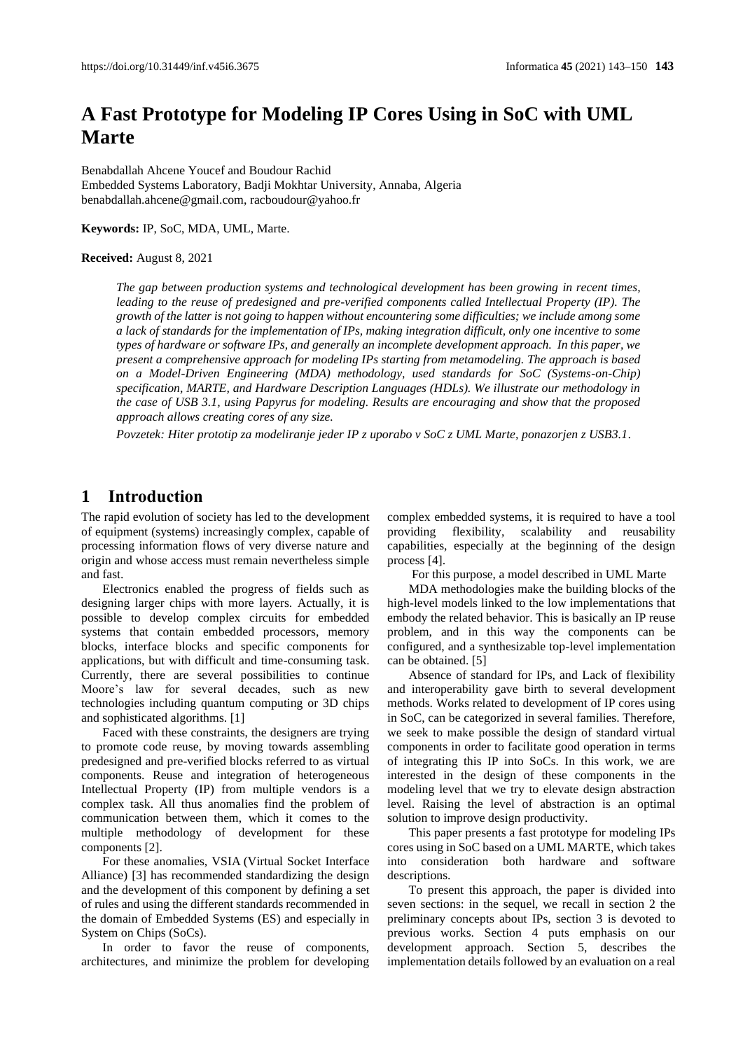# A Fast Prototype for Modeling IP Cores Using in SoC with UML Marte

Benabdallah Ahcene Youcef and Boudour Rachid
Embedded Systems Laboratory, Badji Mokhtar University, Annaba, Algeria
benabdallah.ahcene@gmail.com, racboudour@yahoo.fr

**Keywords:** IP, SoC, MDA, UML, Marte.

**Received:** August 8, 2021

*The gap between production systems and technological development has been growing in recent times, leading to the reuse of predesigned and pre-verified components called Intellectual Property (IP). The growth of the latter is not going to happen without encountering some difficulties; we include among some a lack of standards for the implementation of IPs, making integration difficult, only one incentive to some types of hardware or software IPs, and generally an incomplete development approach. In this paper, we present a comprehensive approach for modeling IPs starting from metamodeling. The approach is based on a Model-Driven Engineering (MDA) methodology, used standards for SoC (Systems-on-Chip) specification, MARTE, and Hardware Description Languages (HDLs). We illustrate our methodology in the case of USB 3.1, using Papyrus for modeling. Results are encouraging and show that the proposed approach allows creating cores of any size.*

*Povzetek: Hiter prototip za modeliranje jeder IP z uporabo v SoC z UML Marte, ponazorjen z USB3.1.*

## 1 Introduction

The rapid evolution of society has led to the development of equipment (systems) increasingly complex, capable of processing information flows of very diverse nature and origin and whose access must remain nevertheless simple and fast.

Electronics enabled the progress of fields such as designing larger chips with more layers. Actually, it is possible to develop complex circuits for embedded systems that contain embedded processors, memory blocks, interface blocks and specific components for applications, but with difficult and time-consuming task. Currently, there are several possibilities to continue Moore's law for several decades, such as new technologies including quantum computing or 3D chips and sophisticated algorithms. [1]

Faced with these constraints, the designers are trying to promote code reuse, by moving towards assembling predesigned and pre-verified blocks referred to as virtual components. Reuse and integration of heterogeneous Intellectual Property (IP) from multiple vendors is a complex task. All thus anomalies find the problem of communication between them, which it comes to the multiple methodology of development for these components [2].

For these anomalies, VSIA (Virtual Socket Interface Alliance) [3] has recommended standardizing the design and the development of this component by defining a set of rules and using the different standards recommended in the domain of Embedded Systems (ES) and especially in System on Chips (SoCs).

In order to favor the reuse of components, architectures, and minimize the problem for developing complex embedded systems, it is required to have a tool providing flexibility, scalability and reusability capabilities, especially at the beginning of the design process [4].

For this purpose, a model described in UML Marte

MDA methodologies make the building blocks of the high-level models linked to the low implementations that embody the related behavior. This is basically an IP reuse problem, and in this way the components can be configured, and a synthesizable top-level implementation can be obtained. [5]

Absence of standard for IPs, and Lack of flexibility and interoperability gave birth to several development methods. Works related to development of IP cores using in SoC, can be categorized in several families. Therefore, we seek to make possible the design of standard virtual components in order to facilitate good operation in terms of integrating this IP into SoCs. In this work, we are interested in the design of these components in the modeling level that we try to elevate design abstraction level. Raising the level of abstraction is an optimal solution to improve design productivity.

This paper presents a fast prototype for modeling IPs cores using in SoC based on a UML MARTE, which takes into consideration both hardware and software descriptions.

To present this approach, the paper is divided into seven sections: in the sequel, we recall in section 2 the preliminary concepts about IPs, section 3 is devoted to previous works. Section 4 puts emphasis on our development approach. Section 5, describes the implementation details followed by an evaluation on a real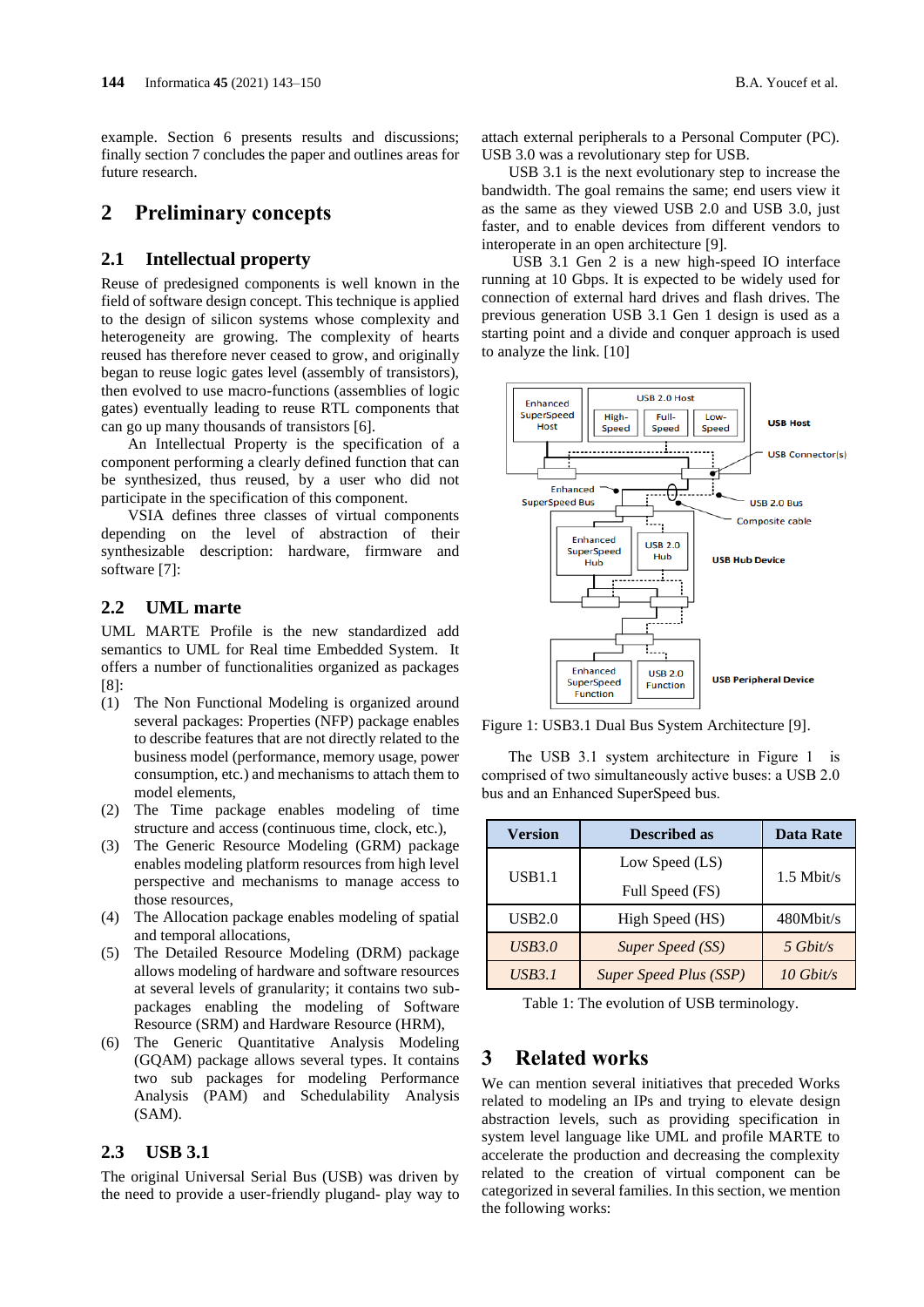example. Section 6 presents results and discussions; finally section 7 concludes the paper and outlines areas for future research.

# 2 Preliminary concepts

## 2.1 Intellectual property

Reuse of predesigned components is well known in the field of software design concept. This technique is applied to the design of silicon systems whose complexity and heterogeneity are growing. The complexity of hearts reused has therefore never ceased to grow, and originally began to reuse logic gates level (assembly of transistors), then evolved to use macro-functions (assemblies of logic gates) eventually leading to reuse RTL components that can go up many thousands of transistors [6].

An Intellectual Property is the specification of a component performing a clearly defined function that can be synthesized, thus reused, by a user who did not participate in the specification of this component.

VSIA defines three classes of virtual components depending on the level of abstraction of their synthesizable description: hardware, firmware and software [7]:

## 2.2 UML marte

UML MARTE Profile is the new standardized add semantics to UML for Real time Embedded System. It offers a number of functionalities organized as packages [8]:

(1) The Non Functional Modeling is organized around several packages: Properties (NFP) package enables to describe features that are not directly related to the business model (performance, memory usage, power consumption, etc.) and mechanisms to attach them to model elements,

(2) The Time package enables modeling of time structure and access (continuous time, clock, etc.),

(3) The Generic Resource Modeling (GRM) package enables modeling platform resources from high level perspective and mechanisms to manage access to those resources,

(4) The Allocation package enables modeling of spatial and temporal allocations,

(5) The Detailed Resource Modeling (DRM) package allows modeling of hardware and software resources at several levels of granularity; it contains two sub-packages enabling the modeling of Software Resource (SRM) and Hardware Resource (HRM),

(6) The Generic Quantitative Analysis Modeling (GQAM) package allows several types. It contains two sub packages for modeling Performance Analysis (PAM) and Schedulability Analysis (SAM).

## 2.3 USB 3.1

The original Universal Serial Bus (USB) was driven by the need to provide a user-friendly plugand- play way to attach external peripherals to a Personal Computer (PC). USB 3.0 was a revolutionary step for USB.

USB 3.1 is the next evolutionary step to increase the bandwidth. The goal remains the same; end users view it as the same as they viewed USB 2.0 and USB 3.0, just faster, and to enable devices from different vendors to interoperate in an open architecture [9].

USB 3.1 Gen 2 is a new high-speed IO interface running at 10 Gbps. It is expected to be widely used for connection of external hard drives and flash drives. The previous generation USB 3.1 Gen 1 design is used as a starting point and a divide and conquer approach is used to analyze the link. [10]

Figure 1: USB3.1 Dual Bus System Architecture [9].

The USB 3.1 system architecture in Figure 1 is comprised of two simultaneously active buses: a USB 2.0 bus and an Enhanced SuperSpeed bus.

| Version | Described as | Data Rate |
|---|---|---|
| USB1.1 | Low Speed (LS)<br>Full Speed (FS) | 1.5 Mbit/s |
| USB2.0 | High Speed (HS) | 480Mbit/s |
| *USB3.0* | *Super Speed (SS)* | *5 Gbit/s* |
| *USB3.1* | *Super Speed Plus (SSP)* | *10 Gbit/s* |

Table 1: The evolution of USB terminology.

# 3 Related works

We can mention several initiatives that preceded Works related to modeling an IPs and trying to elevate design abstraction levels, such as providing specification in system level language like UML and profile MARTE to accelerate the production and decreasing the complexity related to the creation of virtual component can be categorized in several families. In this section, we mention the following works: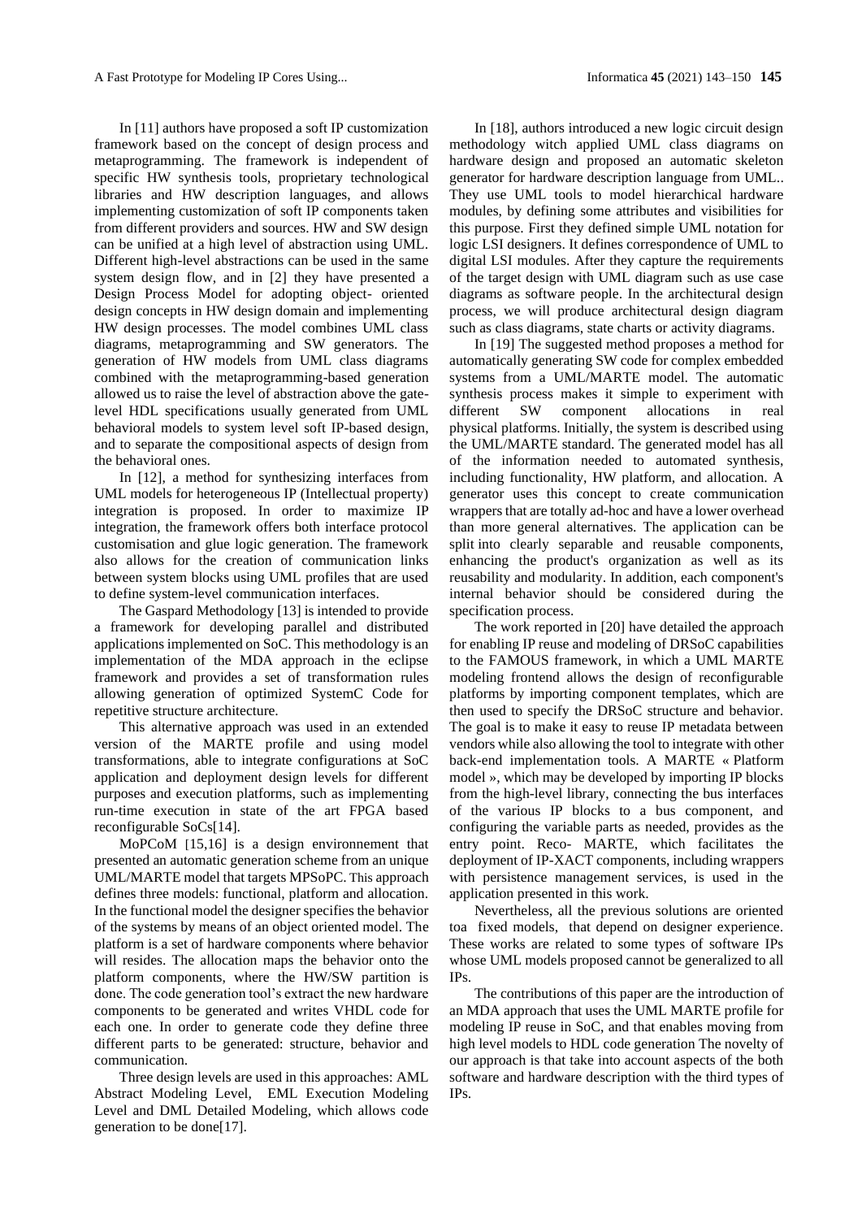In [11] authors have proposed a soft IP customization framework based on the concept of design process and metaprogramming. The framework is independent of specific HW synthesis tools, proprietary technological libraries and HW description languages, and allows implementing customization of soft IP components taken from different providers and sources. HW and SW design can be unified at a high level of abstraction using UML. Different high-level abstractions can be used in the same system design flow, and in [2] they have presented a Design Process Model for adopting object- oriented design concepts in HW design domain and implementing HW design processes. The model combines UML class diagrams, metaprogramming and SW generators. The generation of HW models from UML class diagrams combined with the metaprogramming-based generation allowed us to raise the level of abstraction above the gate-level HDL specifications usually generated from UML behavioral models to system level soft IP-based design, and to separate the compositional aspects of design from the behavioral ones.

In [12], a method for synthesizing interfaces from UML models for heterogeneous IP (Intellectual property) integration is proposed. In order to maximize IP integration, the framework offers both interface protocol customisation and glue logic generation. The framework also allows for the creation of communication links between system blocks using UML profiles that are used to define system-level communication interfaces.

The Gaspard Methodology [13] is intended to provide a framework for developing parallel and distributed applications implemented on SoC. This methodology is an implementation of the MDA approach in the eclipse framework and provides a set of transformation rules allowing generation of optimized SystemC Code for repetitive structure architecture.

This alternative approach was used in an extended version of the MARTE profile and using model transformations, able to integrate configurations at SoC application and deployment design levels for different purposes and execution platforms, such as implementing run-time execution in state of the art FPGA based reconfigurable SoCs[14].

MoPCoM [15,16] is a design environnement that presented an automatic generation scheme from an unique UML/MARTE model that targets MPSoPC. This approach defines three models: functional, platform and allocation. In the functional model the designer specifies the behavior of the systems by means of an object oriented model. The platform is a set of hardware components where behavior will resides. The allocation maps the behavior onto the platform components, where the HW/SW partition is done. The code generation tool's extract the new hardware components to be generated and writes VHDL code for each one. In order to generate code they define three different parts to be generated: structure, behavior and communication.

Three design levels are used in this approaches: AML Abstract Modeling Level, EML Execution Modeling Level and DML Detailed Modeling, which allows code generation to be done[17].

In [18], authors introduced a new logic circuit design methodology witch applied UML class diagrams on hardware design and proposed an automatic skeleton generator for hardware description language from UML.. They use UML tools to model hierarchical hardware modules, by defining some attributes and visibilities for this purpose. First they defined simple UML notation for logic LSI designers. It defines correspondence of UML to digital LSI modules. After they capture the requirements of the target design with UML diagram such as use case diagrams as software people. In the architectural design process, we will produce architectural design diagram such as class diagrams, state charts or activity diagrams.

In [19] The suggested method proposes a method for automatically generating SW code for complex embedded systems from a UML/MARTE model. The automatic synthesis process makes it simple to experiment with different SW component allocations in real physical platforms. Initially, the system is described using the UML/MARTE standard. The generated model has all of the information needed to automated synthesis, including functionality, HW platform, and allocation. A generator uses this concept to create communication wrappers that are totally ad-hoc and have a lower overhead than more general alternatives. The application can be split into clearly separable and reusable components, enhancing the product's organization as well as its reusability and modularity. In addition, each component's internal behavior should be considered during the specification process.

The work reported in [20] have detailed the approach for enabling IP reuse and modeling of DRSoC capabilities to the FAMOUS framework, in which a UML MARTE modeling frontend allows the design of reconfigurable platforms by importing component templates, which are then used to specify the DRSoC structure and behavior. The goal is to make it easy to reuse IP metadata between vendors while also allowing the tool to integrate with other back-end implementation tools. A MARTE « Platform model », which may be developed by importing IP blocks from the high-level library, connecting the bus interfaces of the various IP blocks to a bus component, and configuring the variable parts as needed, provides as the entry point. Reco- MARTE, which facilitates the deployment of IP-XACT components, including wrappers with persistence management services, is used in the application presented in this work.

Nevertheless, all the previous solutions are oriented toa fixed models, that depend on designer experience. These works are related to some types of software IPs whose UML models proposed cannot be generalized to all IPs.

The contributions of this paper are the introduction of an MDA approach that uses the UML MARTE profile for modeling IP reuse in SoC, and that enables moving from high level models to HDL code generation The novelty of our approach is that take into account aspects of the both software and hardware description with the third types of IPs.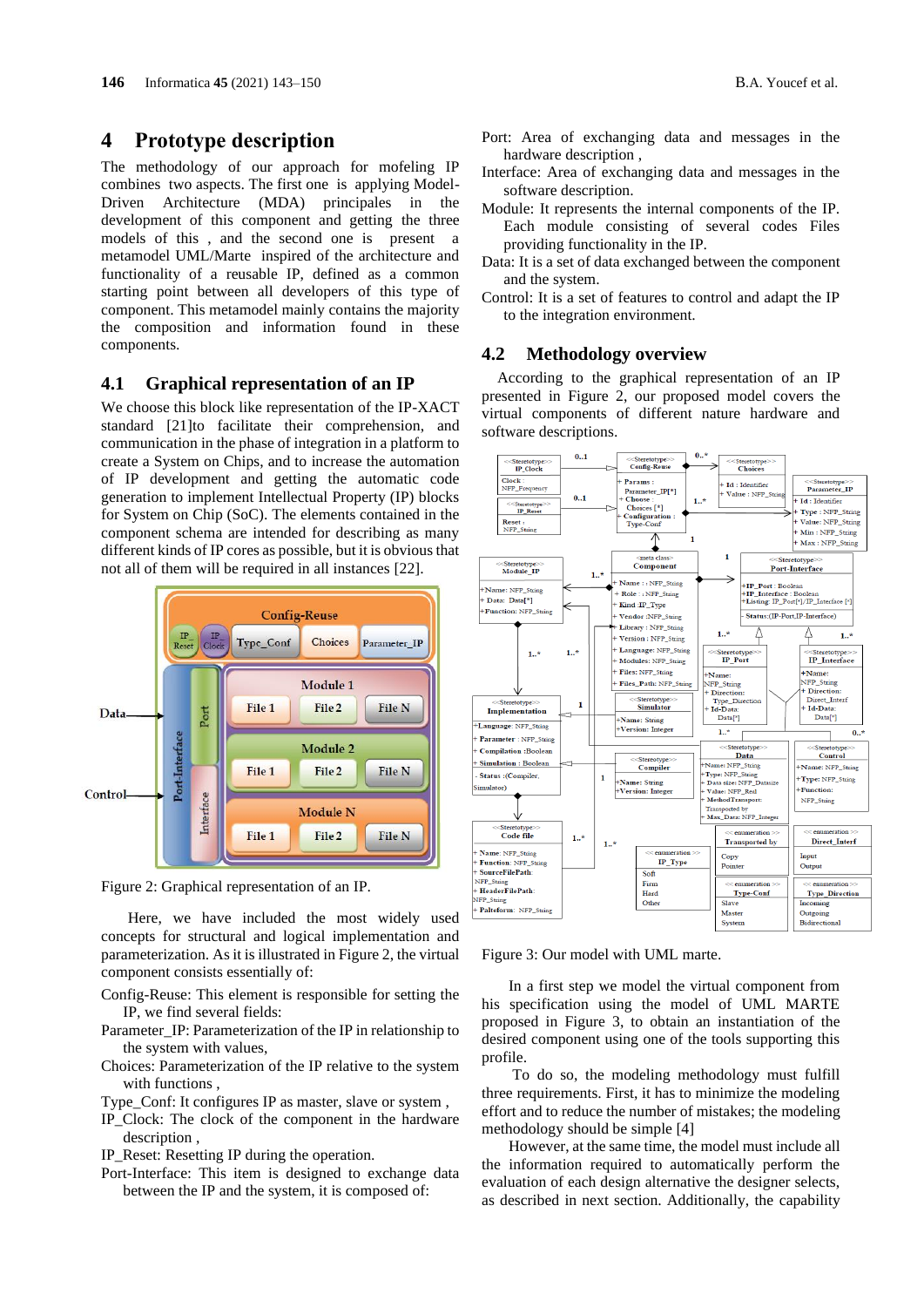# 4 Prototype description

The methodology of our approach for mofeling IP combines two aspects. The first one is applying Model-Driven Architecture (MDA) principles in the development of this component and getting the three models of this , and the second one is present a metamodel UML/Marte inspired of the architecture and functionality of a reusable IP, defined as a common starting point between all developers of this type of component. This metamodel mainly contains the majority the composition and information found in these components.

## 4.1 Graphical representation of an IP

We choose this block like representation of the IP-XACT standard [21]to facilitate their comprehension, and understand the phase of integration in a platform to create a System on Chips, and to increase the automation of IP development and getting the automatic code generation to implement Intellectual Property (IP) blocks for System on Chip (SoC). The elements contained in the component schema are intended for describing as many different kinds of IP cores as possible, but it is obvious that not all of them will be required in all instances [22].

Figure 2: Graphical representation of an IP.

Here, we have included the most widely used concepts for structural and logical implementation and parameterization. As it is illustrated in Figure 2, the virtual component consists essentially of:

Config-Reuse: This element is responsible for setting the IP, we find several fields:

Parameter_IP: Parameterization of the IP in relationship to the system with values,

Choices: Parameterization of the IP relative to the system with functions ,

Type_Conf: It configures IP as master, slave or system ,

IP_Clock: The clock of the component in the hardware description ,

IP_Reset: Resetting IP during the operation.

Port-Interface: This item is designed to exchange data between the IP and the system, it is composed of:

Port: Area of exchanging data and messages in the hardware description ,

Interface: Area of exchanging data and messages in the software description.

Module: It represents the internal components of the IP. Each module consisting of several codes Files providing functionality in the IP.

Data: It is a set of data exchanged between the component and the system.

Control: It is a set of features to control and adapt the IP to the integration environment.

## 4.2 Methodology overview

According to the graphical representation of an IP presented in Figure 2, our proposed model covers the virtual components of different nature hardware and software descriptions.

Figure 3: Our model with UML marte.

In a first step we model the virtual component from his specification using the model of UML MARTE proposed in Figure 3, to obtain an instantiation of the desired component using one of the tools supporting this profile.

To do so, the modeling methodology must fulfill three requirements. First, it has to minimize the modeling effort and to reduce the number of mistakes; the modeling methodology should be simple [4]

However, at the same time, the model must include all the information required to automatically perform the evaluation of each design alternative the designer selects, as described in next section. Additionally, the capability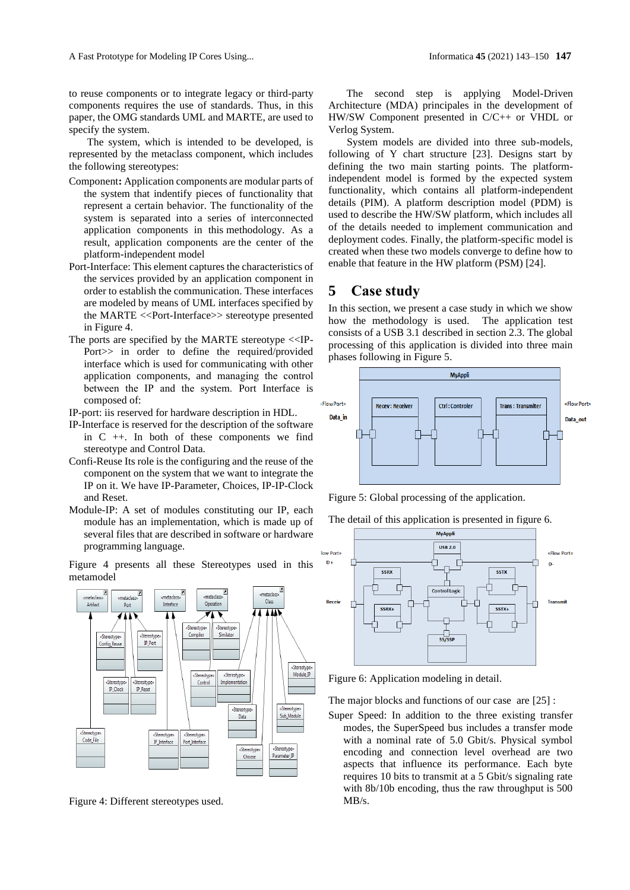to reuse components or to integrate legacy or third-party components requires the use of standards. Thus, in this paper, the OMG standards UML and MARTE, are used to specify the system.

The system, which is intended to be developed, is represented by the metaclass component, which includes the following stereotypes:

- Component**:** Application components are modular parts of the system that indentify pieces of functionality that represent a certain behavior. The functionality of the system is separated into a series of interconnected application components in this methodology. As a result, application components are the center of the platform-independent model
- Port-Interface: This element captures the characteristics of the services provided by an application component in order to establish the communication. These interfaces are modeled by means of UML interfaces specified by the MARTE <<Port-Interface>> stereotype presented in Figure 4.
- The ports are specified by the MARTE stereotype <<IP-Port>> in order to define the required/provided interface which is used for communicating with other application components, and managing the control between the IP and the system. Port Interface is composed of:
- IP-port: iis reserved for hardware description in HDL.
- IP-Interface is reserved for the description of the software in C ++. In both of these components we find stereotype and Control Data.
- Confi-Reuse Its role is the configuring and the reuse of the component on the system that we want to integrate the IP on it. We have IP-Parameter, Choices, IP-IP-Clock and Reset.
- Module-IP: A set of modules constituting our IP, each module has an implementation, which is made up of several files that are described in software or hardware programming language.

Figure 4 presents all these Stereotypes used in this metamodel

Figure 4: Different stereotypes used.

The second step is applying Model-Driven Architecture (MDA) principales in the development of HW/SW Component presented in C/C++ or VHDL or Verlog System.

System models are divided into three sub-models, following of Y chart structure [23]. Designs start by defining the two main starting points. The platform-independent model is formed by the expected system functionality, which contains all platform-independent details (PIM). A platform description model (PDM) is used to describe the HW/SW platform, which includes all of the details needed to implement communication and deployment codes. Finally, the platform-specific model is created when these two models converge to define how to enable that feature in the HW platform (PSM) [24].

# 5 Case study

In this section, we present a case study in which we show how the methodology is used. The application test consists of a USB 3.1 described in section 2.3. The global processing of this application is divided into three main phases following in Figure 5.

Figure 5: Global processing of the application.

The detail of this application is presented in figure 6.

Figure 6: Application modeling in detail.

The major blocks and functions of our case are [25] :

- Super Speed: In addition to the three existing transfer modes, the SuperSpeed bus includes a transfer mode with a nominal rate of 5.0 Gbit/s. Physical symbol encoding and connection level overhead are two aspects that influence its performance. Each byte requires 10 bits to transmit at a 5 Gbit/s signaling rate with 8b/10b encoding, thus the raw throughput is 500 MB/s.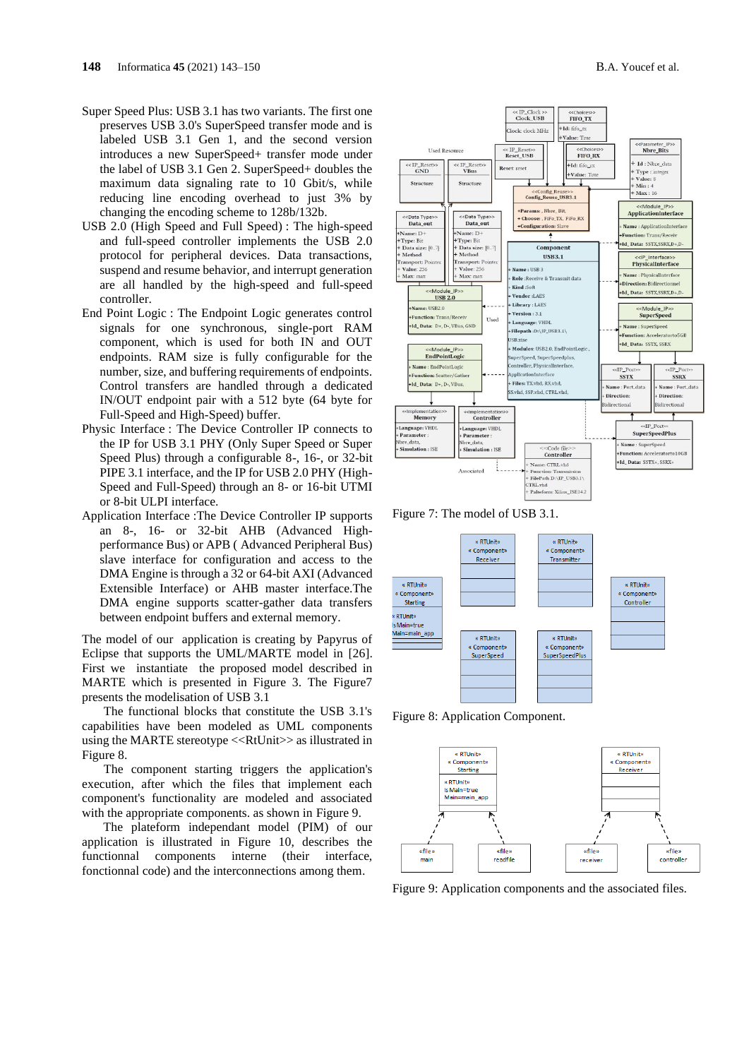Super Speed Plus: USB 3.1 has two variants. The first one preserves USB 3.0's SuperSpeed transfer mode and is labeled USB 3.1 Gen 1, and the second version introduces a new SuperSpeed+ transfer mode under the label of USB 3.1 Gen 2. SuperSpeed+ doubles the maximum data signaling rate to 10 Gbit/s, while reducing line encoding overhead to just 3% by changing the encoding scheme to 128b/132b.

USB 2.0 (High Speed and Full Speed) : The high-speed and full-speed controller implements the USB 2.0 protocol for peripheral devices. Data transactions, suspend and resume behavior, and interrupt generation are all handled by the high-speed and full-speed controller.

End Point Logic : The Endpoint Logic generates control signals for one synchronous, single-port RAM component, which is used for both IN and OUT endpoints. RAM size is fully configurable for the number, size, and buffering requirements of endpoints. Control transfers are handled through a dedicated IN/OUT endpoint pair with a 512 byte (64 byte for Full-Speed and High-Speed) buffer.

Physic Interface : The Device Controller IP connects to the IP for USB 3.1 PHY (Only Super Speed or Super Speed Plus) through a configurable 8-, 16-, or 32-bit PIPE 3.1 interface, and the IP for USB 2.0 PHY (High-Speed and Full-Speed) through an 8- or 16-bit UTMI or 8-bit ULPI interface.

Application Interface :The Device Controller IP supports an 8-, 16- or 32-bit AHB (Advanced High-performance Bus) or APB ( Advanced Peripheral Bus) slave interface for configuration and access to the DMA Engine is through a 32 or 64-bit AXI (Advanced Extensible Interface) or AHB master interface.The DMA engine supports scatter-gather data transfers between endpoint buffers and external memory.

The model of our application is creating by Papyrus of Eclipse that supports the UML/MARTE model in [26]. First we instantiate the proposed model described in MARTE which is presented in Figure 3. The Figure7 presents the modelisation of USB 3.1

The functional blocks that constitute the USB 3.1's capabilities have been modeled as UML components using the MARTE stereotype <<RtUnit>> as illustrated in Figure 8.

The component starting triggers the application's execution, after which the files that implement each component's functionality are modeled and associated with the appropriate components. as shown in Figure 9.

The plateform independant model (PIM) of our application is illustrated in Figure 10, describes the functionnal components interne (their interface, fonctionnal code) and the interconnections among them.

Figure 7: The model of USB 3.1.

Figure 8: Application Component.

Figure 9: Application components and the associated files.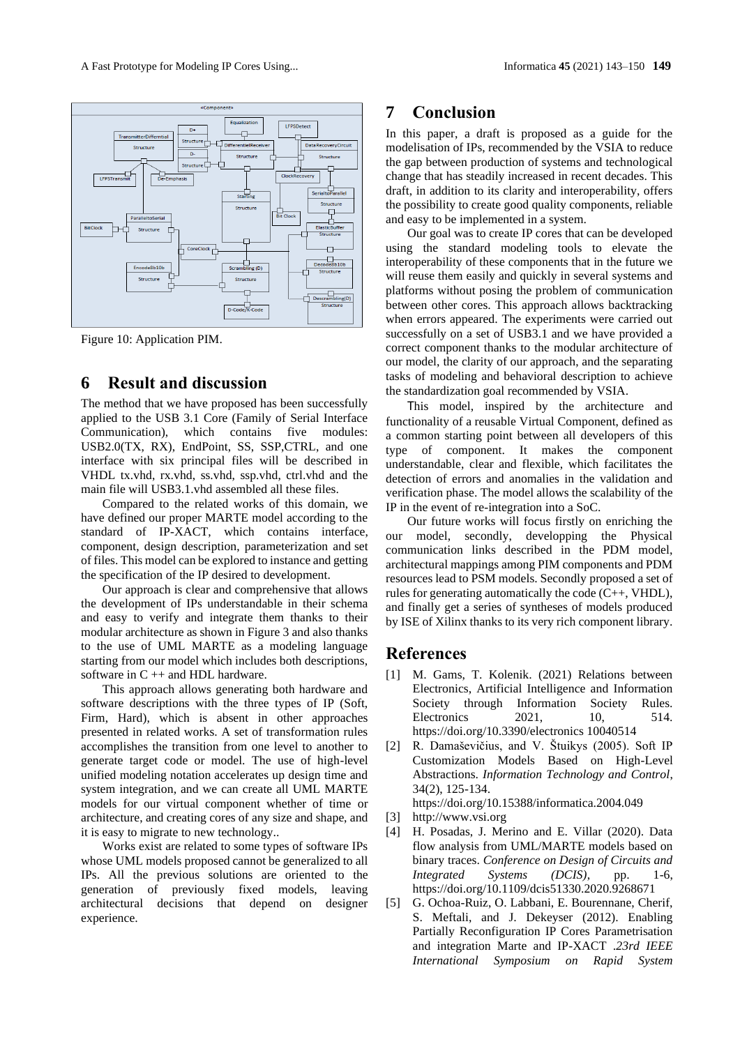Figure 10: Application PIM.

## 6 Result and discussion

The method that we have proposed has been successfully applied to the USB 3.1 Core (Family of Serial Interface Communication), which contains five modules: USB2.0(TX, RX), EndPoint, SS, SSP,CTRL, and one interface with six principal files will be described in VHDL tx.vhd, rx.vhd, ss.vhd, ssp.vhd, ctrl.vhd and the main file will USB3.1.vhd assembled all these files.

Compared to the related works of this domain, we have defined our proper MARTE model according to the standard of IP-XACT, which contains interface, component, design description, parameterization and set of files. This model can be explored to instance and getting the specification of the IP desired to development.

Our approach is clear and comprehensive that allows the development of IPs understandable in their schema and easy to verify and integrate them thanks to their modular architecture as shown in Figure 3 and also thanks to the use of UML MARTE as a modeling language starting from our model which includes both descriptions, software in C ++ and HDL hardware.

This approach allows generating both hardware and software descriptions with the three types of IP (Soft, Firm, Hard), which is absent in other approaches presented in related works. A set of transformation rules accomplishes the transition from one level to another to generate target code or model. The use of high-level unified modeling notation accelerates up design time and system integration, and we can create all UML MARTE models for our virtual component whether of time or architecture, and creating cores of any size and shape, and it is easy to migrate to new technology..

Works exist are related to some types of software IPs whose UML models proposed cannot be generalized to all IPs. All the previous solutions are oriented to the generation of previously fixed models, leaving architectural decisions that depend on designer experience.

## 7 Conclusion

In this paper, a draft is proposed as a guide for the modelisation of IPs, recommended by the VSIA to reduce the gap between production of systems and technological change that has steadily increased in recent decades. This draft, in addition to its clarity and interoperability, offers the possibility to create good quality components, reliable and easy to be implemented in a system.

Our goal was to create IP cores that can be developed using the standard modeling tools to elevate the interoperability of these components that in the future we will reuse them easily and quickly in several systems and platforms without posing the problem of communication between other cores. This approach allows backtracking when errors appeared. The experiments were carried out successfully on a set of USB3.1 and we have provided a correct component thanks to the modular architecture of our model, the clarity of our approach, and the separating tasks of modeling and behavioral description to achieve the standardization goal recommended by VSIA.

This model, inspired by the architecture and functionality of a reusable Virtual Component, defined as a common starting point between all developers of this type of component. It makes the component understandable, clear and flexible, which facilitates the detection of errors and anomalies in the validation and verification phase. The model allows the scalability of the IP in the event of re-integration into a SoC.

Our future works will focus firstly on enriching the our model, secondly, developping the Physical communication links described in the PDM model, architectural mappings among PIM components and PDM resources lead to PSM models. Secondly proposed a set of rules for generating automatically the code (C++, VHDL), and finally get a series of syntheses of models produced by ISE of Xilinx thanks to its very rich component library.

## References

[1] M. Gams, T. Kolenik. (2021) Relations between Electronics, Artificial Intelligence and Information Society through Information Society Rules. Electronics 2021, 10, 514. https://doi.org/10.3390/electronics 10040514

[2] R. Damaševičius, and V. Štuikys (2005). Soft IP Customization Models Based on High-Level Abstractions. *Information Technology and Control*, 34(2), 125-134. https://doi.org/10.15388/informatica.2004.049

[3] http://www.vsi.org

[4] H. Posadas, J. Merino and E. Villar (2020). Data flow analysis from UML/MARTE models based on binary traces. *Conference on Design of Circuits and Integrated Systems (DCIS)*, pp. 1-6, https://doi.org/10.1109/dcis51330.2020.9268671

[5] G. Ochoa-Ruiz, O. Labbani, E. Bourennane, Cherif, S. Meftali, and J. Dekeyser (2012). Enabling Partially Reconfiguration IP Cores Parametrisation and integration Marte and IP-XACT *.23rd IEEE International Symposium on Rapid System*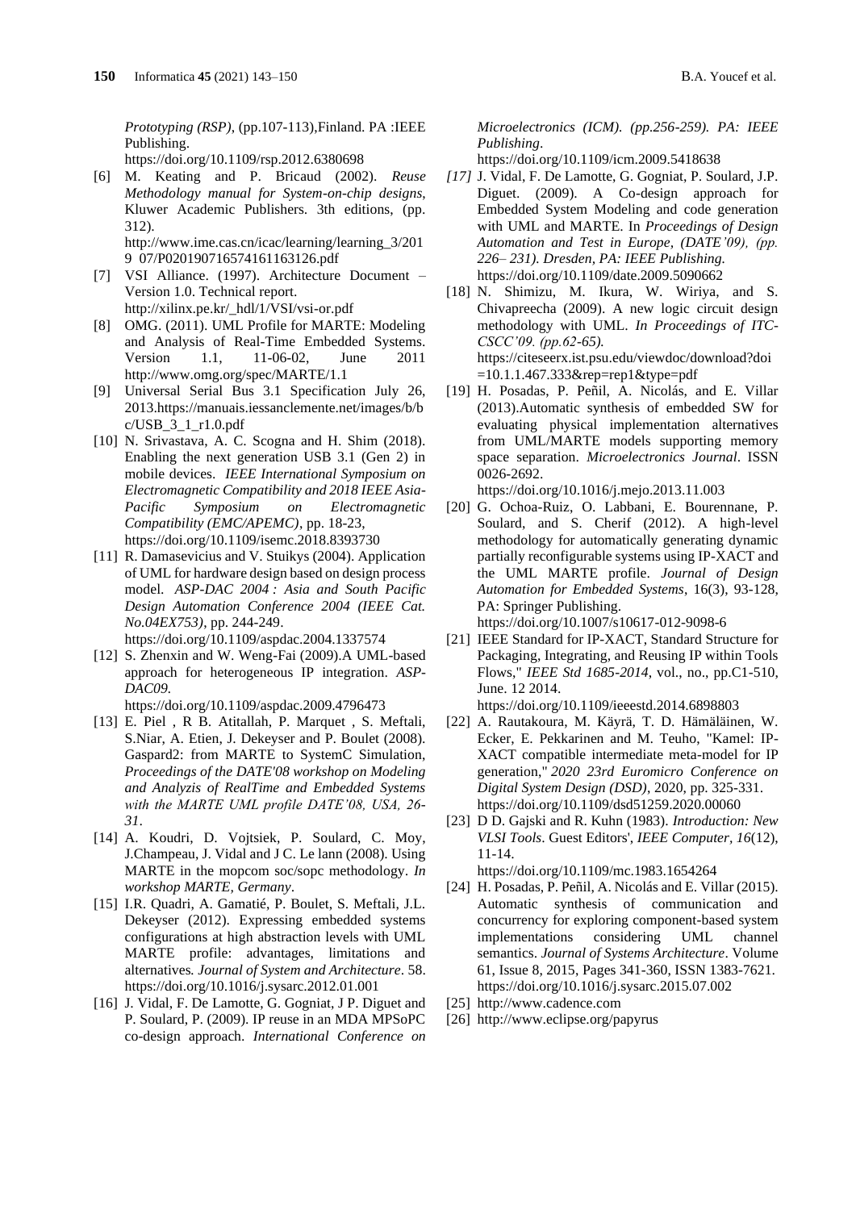*Prototyping (RSP)*, (pp.107-113),Finland. PA :IEEE Publishing.
https://doi.org/10.1109/rsp.2012.6380698

[6] M. Keating and P. Bricaud (2002). *Reuse Methodology manual for System-on-chip designs*, Kluwer Academic Publishers. 3th editions, (pp. 312).
http://www.ime.cas.cn/icac/learning/learning_3/201 9 07/P020190716574161163126.pdf

[7] VSI Alliance. (1997). Architecture Document – Version 1.0. Technical report.
http://xilinx.pe.kr/_hdl/1/VSI/vsi-or.pdf

[8] OMG. (2011). UML Profile for MARTE: Modeling and Analysis of Real-Time Embedded Systems. Version 1.1, 11-06-02, June 2011 http://www.omg.org/spec/MARTE/1.1

[9] Universal Serial Bus 3.1 Specification July 26, 2013.https://manuais.iessanclemente.net/images/b/b c/USB_3_1_r1.0.pdf

[10] N. Srivastava, A. C. Scogna and H. Shim (2018). Enabling the next generation USB 3.1 (Gen 2) in mobile devices. *IEEE International Symposium on Electromagnetic Compatibility and 2018 IEEE Asia-Pacific Symposium on Electromagnetic Compatibility (EMC/APEMC)*, pp. 18-23,
https://doi.org/10.1109/isemc.2018.8393730

[11] R. Damasevicius and V. Stuikys (2004). Application of UML for hardware design based on design process model. *ASP-DAC 2004 : Asia and South Pacific Design Automation Conference 2004 (IEEE Cat. No.04EX753)*, pp. 244-249.
https://doi.org/10.1109/aspdac.2004.1337574

[12] S. Zhenxin and W. Weng-Fai (2009).A UML-based approach for heterogeneous IP integration. *ASP-DAC09.*
https://doi.org/10.1109/aspdac.2009.4796473

[13] E. Piel , R B. Atitallah, P. Marquet , S. Meftali, S.Niar, A. Etien, J. Dekeyser and P. Boulet (2008). Gaspard2: from MARTE to SystemC Simulation, *Proceedings of the DATE'08 workshop on Modeling and Analyzis of RealTime and Embedded Systems with the MARTE UML profile DATE'08, USA, 26-31*.

[14] A. Koudri, D. Vojtsiek, P. Soulard, C. Moy, J.Champeau, J. Vidal and J C. Le lann (2008). Using MARTE in the mopcom soc/sopc methodology. *In workshop MARTE, Germany*.

[15] I.R. Quadri, A. Gamatié, P. Boulet, S. Meftali, J.L. Dekeyser (2012). Expressing embedded systems configurations at high abstraction levels with UML MARTE profile: advantages, limitations and alternatives*. Journal of System and Architecture*. 58.
https://doi.org/10.1016/j.sysarc.2012.01.001

[16] J. Vidal, F. De Lamotte, G. Gogniat, J P. Diguet and P. Soulard, P. (2009). IP reuse in an MDA MPSoPC co-design approach. *International Conference on Microelectronics (ICM). (pp.256-259). PA: IEEE Publishing*.
https://doi.org/10.1109/icm.2009.5418638

*[17]* J. Vidal, F. De Lamotte, G. Gogniat, P. Soulard, J.P. Diguet. (2009). A Co-design approach for Embedded System Modeling and code generation with UML and MARTE. In *Proceedings of Design Automation and Test in Europe, (DATE'09), (pp. 226– 231). Dresden, PA: IEEE Publishing.*
https://doi.org/10.1109/date.2009.5090662

[18] N. Shimizu, M. Ikura, W. Wiriya, and S. Chivapreecha (2009). A new logic circuit design methodology with UML. *In Proceedings of ITC-CSCC'09. (pp.62-65).*
https://citeseerx.ist.psu.edu/viewdoc/download?doi =10.1.1.467.333&rep=rep1&type=pdf

[19] H. Posadas, P. Peñil, A. Nicolás, and E. Villar (2013).Automatic synthesis of embedded SW for evaluating physical implementation alternatives from UML/MARTE models supporting memory space separation. *Microelectronics Journal*. ISSN 0026-2692.
https://doi.org/10.1016/j.mejo.2013.11.003

[20] G. Ochoa-Ruiz, O. Labbani, E. Bourennane, P. Soulard, and S. Cherif (2012). A high-level methodology for automatically generating dynamic partially reconfigurable systems using IP-XACT and the UML MARTE profile. *Journal of Design Automation for Embedded Systems*, 16(3), 93-128, PA: Springer Publishing.
https://doi.org/10.1007/s10617-012-9098-6

[21] IEEE Standard for IP-XACT, Standard Structure for Packaging, Integrating, and Reusing IP within Tools Flows," *IEEE Std 1685-2014*, vol., no., pp.C1-510, June. 12 2014.
https://doi.org/10.1109/ieeestd.2014.6898803

[22] A. Rautakoura, M. Käyrä, T. D. Hämäläinen, W. Ecker, E. Pekkarinen and M. Teuho, "Kamel: IP-XACT compatible intermediate meta-model for IP generation," *2020 23rd Euromicro Conference on Digital System Design (DSD)*, 2020, pp. 325-331.
https://doi.org/10.1109/dsd51259.2020.00060

[23] D D. Gajski and R. Kuhn (1983). *Introduction: New VLSI Tools*. Guest Editors', *IEEE Computer, 16*(12), 11-14.
https://doi.org/10.1109/mc.1983.1654264

[24] H. Posadas, P. Peñil, A. Nicolás and E. Villar (2015). Automatic synthesis of communication and concurrency for exploring component-based system implementations considering UML channel semantics. *Journal of Systems Architecture*. Volume 61, Issue 8, 2015, Pages 341-360, ISSN 1383-7621.
https://doi.org/10.1016/j.sysarc.2015.07.002

[25] http://www.cadence.com

[26] http://www.eclipse.org/papyrus